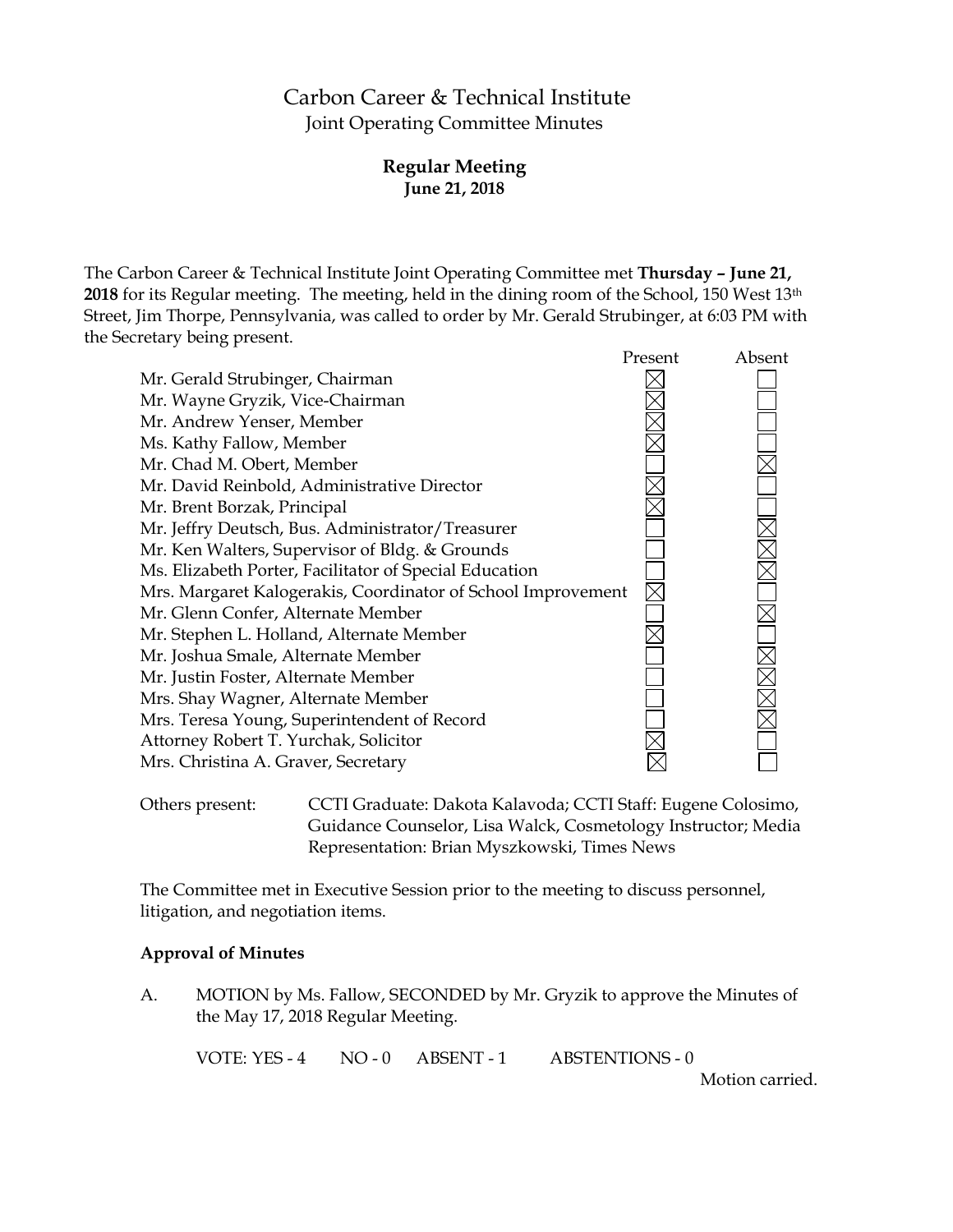# Carbon Career & Technical Institute

## Joint Operating Committee Minutes

### Regular Meeting

**June 21, 2018**

The Carbon Career & Technical Institute Joint Operating Committee met **Thursday – June 21, 2018** for its Regular meeting. The meeting, held in the dining room of the School, 150 West 13th Street, Jim Thorpe, Pennsylvania, was called to order by Mr. Gerald Strubinger, at 6:03 PM with the Secretary being present.

| | Present | Absent |
|---|---|---|
| Mr. Gerald Strubinger, Chairman | ☒ | ☐ |
| Mr. Wayne Gryzik, Vice-Chairman | ☒ | ☐ |
| Mr. Andrew Yenser, Member | ☒ | ☐ |
| Ms. Kathy Fallow, Member | ☒ | ☐ |
| Mr. Chad M. Obert, Member | ☐ | ☒ |
| Mr. David Reinbold, Administrative Director | ☒ | ☐ |
| Mr. Brent Borzak, Principal | ☒ | ☐ |
| Mr. Jeffry Deutsch, Bus. Administrator/Treasurer | ☐ | ☒ |
| Mr. Ken Walters, Supervisor of Bldg. & Grounds | ☐ | ☒ |
| Ms. Elizabeth Porter, Facilitator of Special Education | ☐ | ☒ |
| Mrs. Margaret Kalogerakis, Coordinator of School Improvement | ☒ | ☐ |
| Mr. Glenn Confer, Alternate Member | ☐ | ☒ |
| Mr. Stephen L. Holland, Alternate Member | ☒ | ☐ |
| Mr. Joshua Smale, Alternate Member | ☐ | ☒ |
| Mr. Justin Foster, Alternate Member | ☐ | ☒ |
| Mrs. Shay Wagner, Alternate Member | ☐ | ☒ |
| Mrs. Teresa Young, Superintendent of Record | ☐ | ☒ |
| Attorney Robert T. Yurchak, Solicitor | ☒ | ☐ |
| Mrs. Christina A. Graver, Secretary | ☒ | ☐ |

Others present: CCTI Graduate: Dakota Kalavoda; CCTI Staff: Eugene Colosimo, Guidance Counselor, Lisa Walck, Cosmetology Instructor; Media Representation: Brian Myszkowski, Times News

The Committee met in Executive Session prior to the meeting to discuss personnel, litigation, and negotiation items.

**Approval of Minutes**

A. MOTION by Ms. Fallow, SECONDED by Mr. Gryzik to approve the Minutes of the May 17, 2018 Regular Meeting.

VOTE: YES - 4 NO - 0 ABSENT - 1 ABSTENTIONS - 0

Motion carried.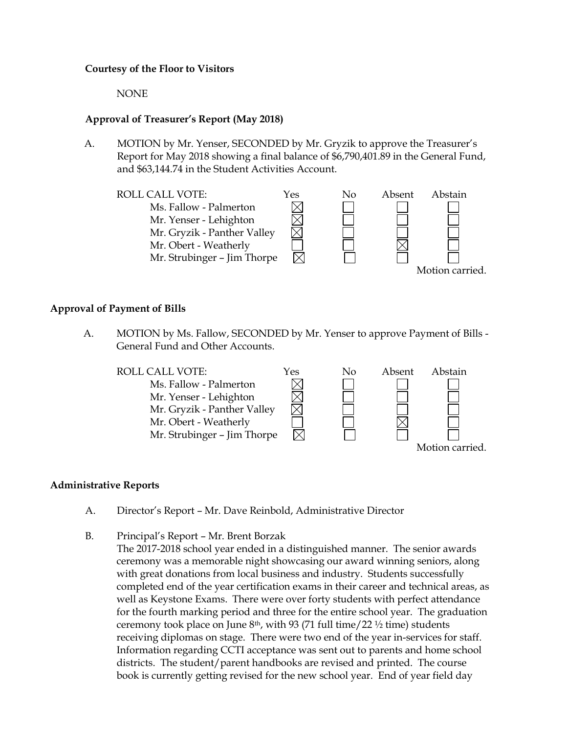**Courtesy of the Floor to Visitors**

NONE

**Approval of Treasurer's Report (May 2018)**

A. MOTION by Mr. Yenser, SECONDED by Mr. Gryzik to approve the Treasurer's Report for May 2018 showing a final balance of $6,790,401.89 in the General Fund, and $63,144.74 in the Student Activities Account.

| ROLL CALL VOTE: | Yes | No | Absent | Abstain |
|---|---|---|---|---|
| Ms. Fallow - Palmerton | ☒ | ☐ | ☐ | ☐ |
| Mr. Yenser - Lehighton | ☒ | ☐ | ☐ | ☐ |
| Mr. Gryzik - Panther Valley | ☒ | ☐ | ☐ | ☐ |
| Mr. Obert - Weatherly | ☐ | ☐ | ☒ | ☐ |
| Mr. Strubinger – Jim Thorpe | ☒ | ☐ | ☐ | ☐ |

Motion carried.

**Approval of Payment of Bills**

A. MOTION by Ms. Fallow, SECONDED by Mr. Yenser to approve Payment of Bills - General Fund and Other Accounts.

| ROLL CALL VOTE: | Yes | No | Absent | Abstain |
|---|---|---|---|---|
| Ms. Fallow - Palmerton | ☒ | ☐ | ☐ | ☐ |
| Mr. Yenser - Lehighton | ☒ | ☐ | ☐ | ☐ |
| Mr. Gryzik - Panther Valley | ☒ | ☐ | ☐ | ☐ |
| Mr. Obert - Weatherly | ☐ | ☐ | ☒ | ☐ |
| Mr. Strubinger – Jim Thorpe | ☒ | ☐ | ☐ | ☐ |

Motion carried.

**Administrative Reports**

A. Director's Report – Mr. Dave Reinbold, Administrative Director

B. Principal's Report – Mr. Brent Borzak
The 2017-2018 school year ended in a distinguished manner. The senior awards ceremony was a memorable night showcasing our award winning seniors, along with great donations from local business and industry. Students successfully completed end of the year certification exams in their career and technical areas, as well as Keystone Exams. There were over forty students with perfect attendance for the fourth marking period and three for the entire school year. The graduation ceremony took place on June 8th, with 93 (71 full time/22 ½ time) students receiving diplomas on stage. There were two end of the year in-services for staff. Information regarding CCTI acceptance was sent out to parents and home school districts. The student/parent handbooks are revised and printed. The course book is currently getting revised for the new school year. End of year field day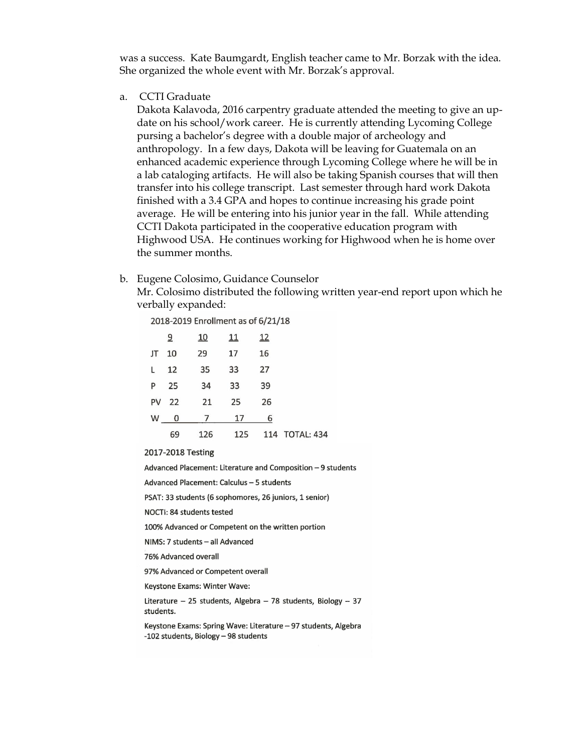was a success. Kate Baumgardt, English teacher came to Mr. Borzak with the idea. She organized the whole event with Mr. Borzak's approval.

a. CCTI Graduate

Dakota Kalavoda, 2016 carpentry graduate attended the meeting to give an update on his school/work career. He is currently attending Lycoming College pursing a bachelor's degree with a double major of archeology and anthropology. In a few days, Dakota will be leaving for Guatemala on an enhanced academic experience through Lycoming College where he will be in a lab cataloging artifacts. He will also be taking Spanish courses that will then transfer into his college transcript. Last semester through hard work Dakota finished with a 3.4 GPA and hopes to continue increasing his grade point average. He will be entering into his junior year in the fall. While attending CCTI Dakota participated in the cooperative education program with Highwood USA. He continues working for Highwood when he is home over the summer months.

b. Eugene Colosimo, Guidance Counselor

Mr. Colosimo distributed the following written year-end report upon which he verbally expanded:

2018-2019 Enrollment as of 6/21/18

| | 9 | 10 | 11 | 12 | |
|---|---|---|---|---|---|
| JT | 10 | 29 | 17 | 16 | |
| L | 12 | 35 | 33 | 27 | |
| P | 25 | 34 | 33 | 39 | |
| PV | 22 | 21 | 25 | 26 | |
| W | 0 | 7 | 17 | 6 | |
| | 69 | 126 | 125 | 114 | TOTAL: 434 |

2017-2018 Testing

Advanced Placement: Literature and Composition – 9 students

Advanced Placement: Calculus – 5 students

PSAT: 33 students (6 sophomores, 26 juniors, 1 senior)

NOCTI: 84 students tested

100% Advanced or Competent on the written portion

NIMS: 7 students – all Advanced

76% Advanced overall

97% Advanced or Competent overall

Keystone Exams: Winter Wave:

Literature – 25 students, Algebra – 78 students, Biology – 37 students.

Keystone Exams: Spring Wave: Literature – 97 students, Algebra -102 students, Biology – 98 students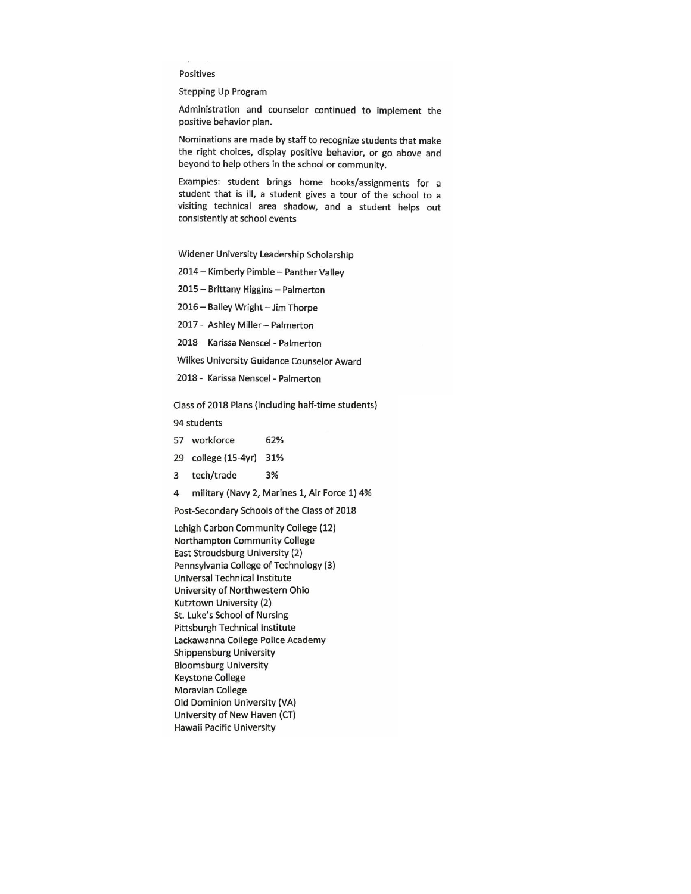Positives

Stepping Up Program

Administration and counselor continued to implement the positive behavior plan.

Nominations are made by staff to recognize students that make the right choices, display positive behavior, or go above and beyond to help others in the school or community.

Examples: student brings home books/assignments for a student that is ill, a student gives a tour of the school to a visiting technical area shadow, and a student helps out consistently at school events

Widener University Leadership Scholarship

2014 – Kimberly Pimble – Panther Valley

2015 – Brittany Higgins – Palmerton

2016 – Bailey Wright – Jim Thorpe

2017 - Ashley Miller – Palmerton

2018- Karissa Nenscel - Palmerton

Wilkes University Guidance Counselor Award

2018 - Karissa Nenscel - Palmerton

Class of 2018 Plans (including half-time students)

94 students

| | | |
|---|---|---|
| 57 | workforce | 62% |
| 29 | college (15-4yr) | 31% |
| 3 | tech/trade | 3% |
| 4 | military (Navy 2, Marines 1, Air Force 1) | 4% |

Post-Secondary Schools of the Class of 2018

Lehigh Carbon Community College (12)
Northampton Community College
East Stroudsburg University (2)
Pennsylvania College of Technology (3)
Universal Technical Institute
University of Northwestern Ohio
Kutztown University (2)
St. Luke's School of Nursing
Pittsburgh Technical Institute
Lackawanna College Police Academy
Shippensburg University
Bloomsburg University
Keystone College
Moravian College
Old Dominion University (VA)
University of New Haven (CT)
Hawaii Pacific University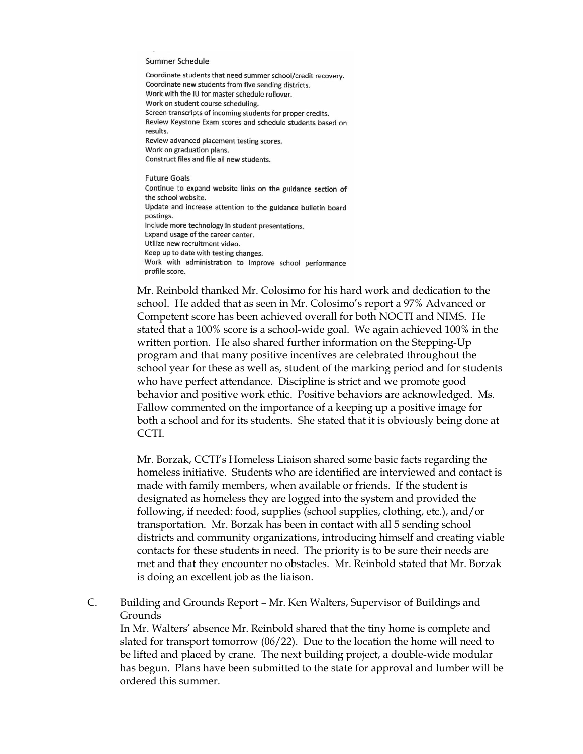Summer Schedule

Coordinate students that need summer school/credit recovery.
Coordinate new students from five sending districts.
Work with the IU for master schedule rollover.
Work on student course scheduling.
Screen transcripts of incoming students for proper credits.
Review Keystone Exam scores and schedule students based on results.
Review advanced placement testing scores.
Work on graduation plans.
Construct files and file all new students.

Future Goals

Continue to expand website links on the guidance section of the school website.
Update and increase attention to the guidance bulletin board postings.
Include more technology in student presentations.
Expand usage of the career center.
Utilize new recruitment video.
Keep up to date with testing changes.
Work with administration to improve school performance profile score.

Mr. Reinbold thanked Mr. Colosimo for his hard work and dedication to the school. He added that as seen in Mr. Colosimo's report a 97% Advanced or Competent score has been achieved overall for both NOCTI and NIMS. He stated that a 100% score is a school-wide goal. We again achieved 100% in the written portion. He also shared further information on the Stepping-Up program and that many positive incentives are celebrated throughout the school year for these as well as, student of the marking period and for students who have perfect attendance. Discipline is strict and we promote good behavior and positive work ethic. Positive behaviors are acknowledged. Ms. Fallow commented on the importance of a keeping up a positive image for both a school and for its students. She stated that it is obviously being done at CCTI.

Mr. Borzak, CCTI's Homeless Liaison shared some basic facts regarding the homeless initiative. Students who are identified are interviewed and contact is made with family members, when available or friends. If the student is designated as homeless they are logged into the system and provided the following, if needed: food, supplies (school supplies, clothing, etc.), and/or transportation. Mr. Borzak has been in contact with all 5 sending school districts and community organizations, introducing himself and creating viable contacts for these students in need. The priority is to be sure their needs are met and that they encounter no obstacles. Mr. Reinbold stated that Mr. Borzak is doing an excellent job as the liaison.

C. Building and Grounds Report – Mr. Ken Walters, Supervisor of Buildings and Grounds

In Mr. Walters' absence Mr. Reinbold shared that the tiny home is complete and slated for transport tomorrow (06/22). Due to the location the home will need to be lifted and placed by crane. The next building project, a double-wide modular has begun. Plans have been submitted to the state for approval and lumber will be ordered this summer.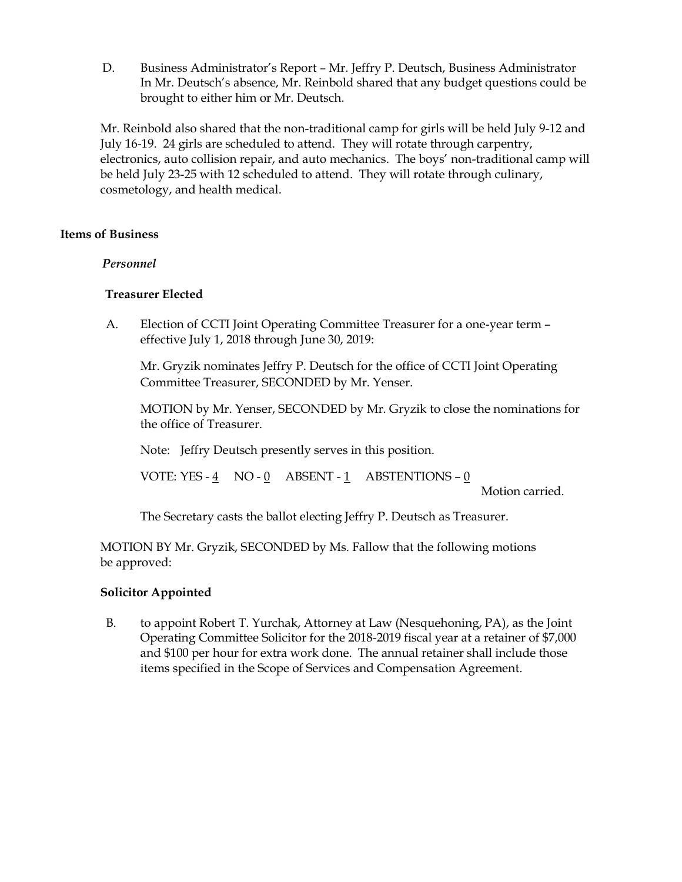D. Business Administrator's Report – Mr. Jeffry P. Deutsch, Business Administrator
In Mr. Deutsch's absence, Mr. Reinbold shared that any budget questions could be brought to either him or Mr. Deutsch.

Mr. Reinbold also shared that the non-traditional camp for girls will be held July 9-12 and July 16-19. 24 girls are scheduled to attend. They will rotate through carpentry, electronics, auto collision repair, and auto mechanics. The boys' non-traditional camp will be held July 23-25 with 12 scheduled to attend. They will rotate through culinary, cosmetology, and health medical.

**Items of Business**

***Personnel***

**Treasurer Elected**

A. Election of CCTI Joint Operating Committee Treasurer for a one-year term – effective July 1, 2018 through June 30, 2019:

Mr. Gryzik nominates Jeffry P. Deutsch for the office of CCTI Joint Operating Committee Treasurer, SECONDED by Mr. Yenser.

MOTION by Mr. Yenser, SECONDED by Mr. Gryzik to close the nominations for the office of Treasurer.

Note: Jeffry Deutsch presently serves in this position.

VOTE: YES - 4 NO - 0 ABSENT - 1 ABSTENTIONS – 0

Motion carried.

The Secretary casts the ballot electing Jeffry P. Deutsch as Treasurer.

MOTION BY Mr. Gryzik, SECONDED by Ms. Fallow that the following motions be approved:

**Solicitor Appointed**

B. to appoint Robert T. Yurchak, Attorney at Law (Nesquehoning, PA), as the Joint Operating Committee Solicitor for the 2018-2019 fiscal year at a retainer of $7,000 and $100 per hour for extra work done. The annual retainer shall include those items specified in the Scope of Services and Compensation Agreement.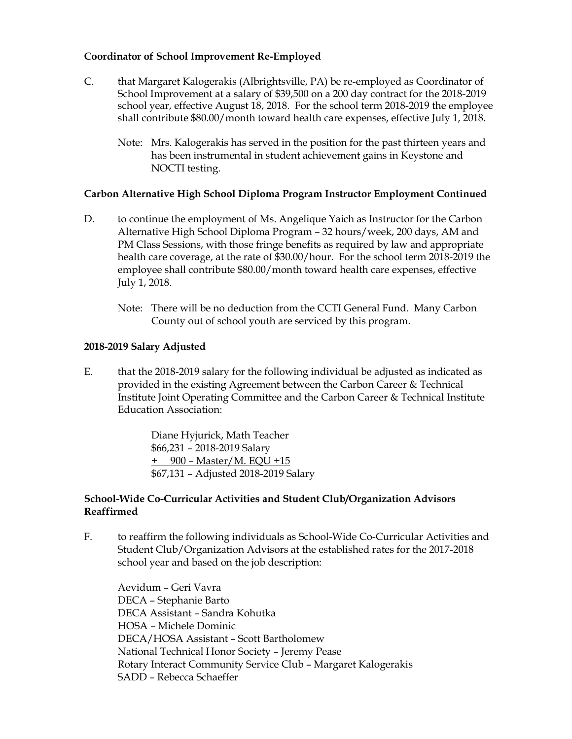**Coordinator of School Improvement Re-Employed**

C. that Margaret Kalogerakis (Albrightsville, PA) be re-employed as Coordinator of School Improvement at a salary of $39,500 on a 200 day contract for the 2018-2019 school year, effective August 18, 2018. For the school term 2018-2019 the employee shall contribute $80.00/month toward health care expenses, effective July 1, 2018.

Note: Mrs. Kalogerakis has served in the position for the past thirteen years and has been instrumental in student achievement gains in Keystone and NOCTI testing.

**Carbon Alternative High School Diploma Program Instructor Employment Continued**

D. to continue the employment of Ms. Angelique Yaich as Instructor for the Carbon Alternative High School Diploma Program – 32 hours/week, 200 days, AM and PM Class Sessions, with those fringe benefits as required by law and appropriate health care coverage, at the rate of $30.00/hour. For the school term 2018-2019 the employee shall contribute $80.00/month toward health care expenses, effective July 1, 2018.

Note: There will be no deduction from the CCTI General Fund. Many Carbon County out of school youth are serviced by this program.

**2018-2019 Salary Adjusted**

E. that the 2018-2019 salary for the following individual be adjusted as indicated as provided in the existing Agreement between the Carbon Career & Technical Institute Joint Operating Committee and the Carbon Career & Technical Institute Education Association:

Diane Hyjurick, Math Teacher
$66,231 – 2018-2019 Salary
\+ 900 – Master/M. EQU +15
$67,131 – Adjusted 2018-2019 Salary

**School-Wide Co-Curricular Activities and Student Club/Organization Advisors Reaffirmed**

F. to reaffirm the following individuals as School-Wide Co-Curricular Activities and Student Club/Organization Advisors at the established rates for the 2017-2018 school year and based on the job description:

Aevidum – Geri Vavra
DECA – Stephanie Barto
DECA Assistant – Sandra Kohutka
HOSA – Michele Dominic
DECA/HOSA Assistant – Scott Bartholomew
National Technical Honor Society – Jeremy Pease
Rotary Interact Community Service Club – Margaret Kalogerakis
SADD – Rebecca Schaeffer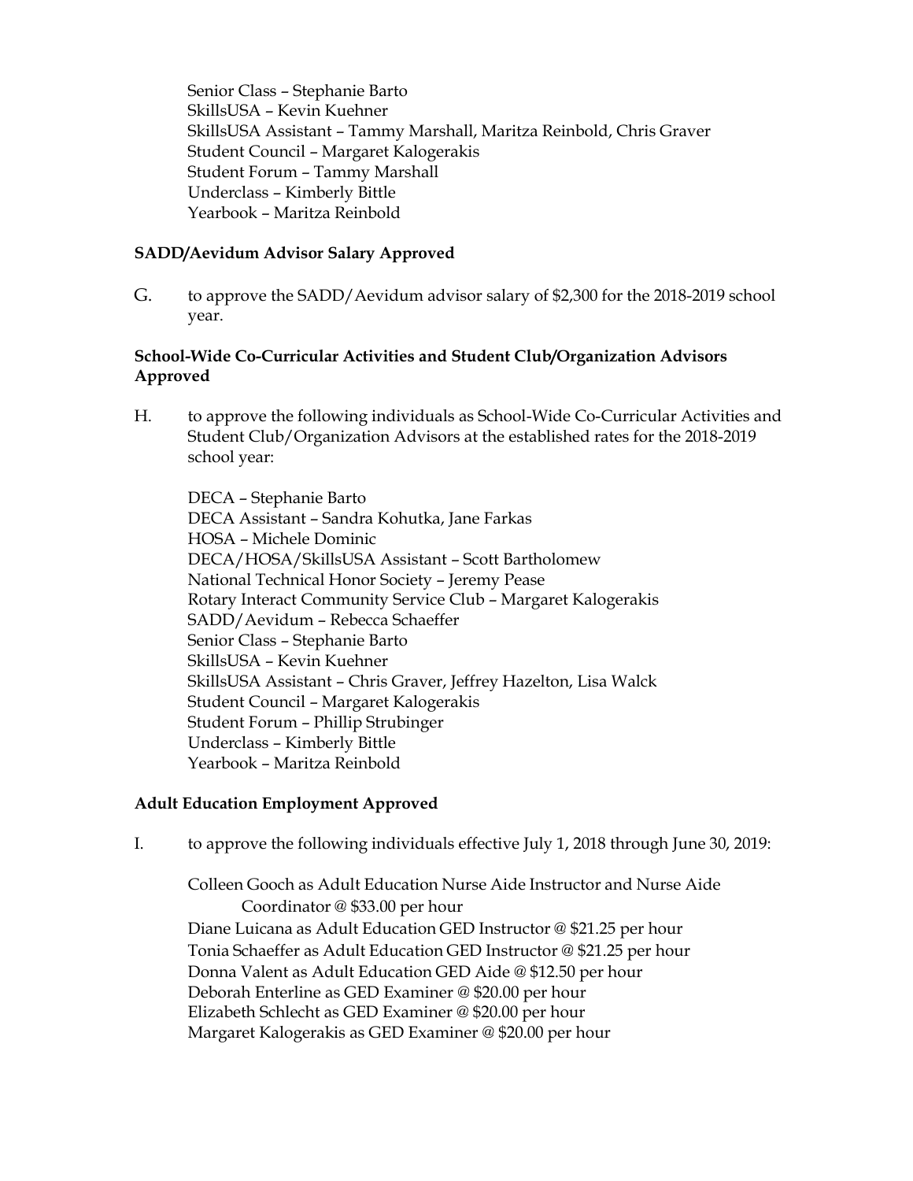Senior Class – Stephanie Barto
SkillsUSA – Kevin Kuehner
SkillsUSA Assistant – Tammy Marshall, Maritza Reinbold, Chris Graver
Student Council – Margaret Kalogerakis
Student Forum – Tammy Marshall
Underclass – Kimberly Bittle
Yearbook – Maritza Reinbold

**SADD/Aevidum Advisor Salary Approved**

G. to approve the SADD/Aevidum advisor salary of $2,300 for the 2018-2019 school year.

**School-Wide Co-Curricular Activities and Student Club/Organization Advisors Approved**

H. to approve the following individuals as School-Wide Co-Curricular Activities and Student Club/Organization Advisors at the established rates for the 2018-2019 school year:

DECA – Stephanie Barto
DECA Assistant – Sandra Kohutka, Jane Farkas
HOSA – Michele Dominic
DECA/HOSA/SkillsUSA Assistant – Scott Bartholomew
National Technical Honor Society – Jeremy Pease
Rotary Interact Community Service Club – Margaret Kalogerakis
SADD/Aevidum – Rebecca Schaeffer
Senior Class – Stephanie Barto
SkillsUSA – Kevin Kuehner
SkillsUSA Assistant – Chris Graver, Jeffrey Hazelton, Lisa Walck
Student Council – Margaret Kalogerakis
Student Forum – Phillip Strubinger
Underclass – Kimberly Bittle
Yearbook – Maritza Reinbold

**Adult Education Employment Approved**

I. to approve the following individuals effective July 1, 2018 through June 30, 2019:

Colleen Gooch as Adult Education Nurse Aide Instructor and Nurse Aide Coordinator @ $33.00 per hour
Diane Luicana as Adult Education GED Instructor @ $21.25 per hour
Tonia Schaeffer as Adult Education GED Instructor @ $21.25 per hour
Donna Valent as Adult Education GED Aide @ $12.50 per hour
Deborah Enterline as GED Examiner @ $20.00 per hour
Elizabeth Schlecht as GED Examiner @ $20.00 per hour
Margaret Kalogerakis as GED Examiner @ $20.00 per hour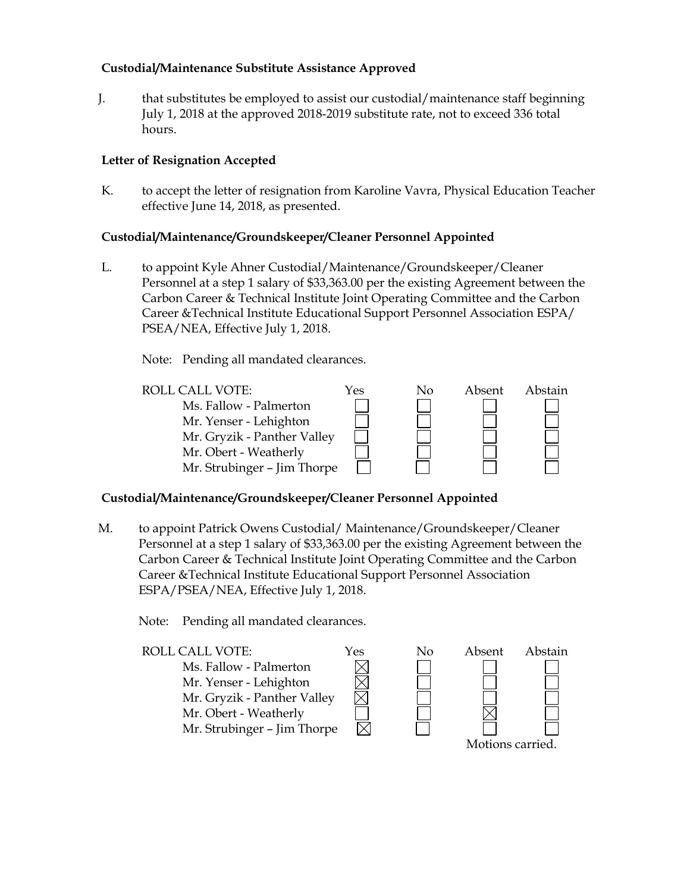**Custodial/Maintenance Substitute Assistance Approved**

J. that substitutes be employed to assist our custodial/maintenance staff beginning July 1, 2018 at the approved 2018-2019 substitute rate, not to exceed 336 total hours.

**Letter of Resignation Accepted**

K. to accept the letter of resignation from Karoline Vavra, Physical Education Teacher effective June 14, 2018, as presented.

**Custodial/Maintenance/Groundskeeper/Cleaner Personnel Appointed**

L. to appoint Kyle Ahner Custodial/Maintenance/Groundskeeper/Cleaner Personnel at a step 1 salary of $33,363.00 per the existing Agreement between the Carbon Career & Technical Institute Joint Operating Committee and the Carbon Career &Technical Institute Educational Support Personnel Association ESPA/ PSEA/NEA, Effective July 1, 2018.

Note: Pending all mandated clearances.

| ROLL CALL VOTE: | Yes | No | Absent | Abstain |
|---|---|---|---|---|
| Ms. Fallow - Palmerton | ☐ | ☐ | ☐ | ☐ |
| Mr. Yenser - Lehighton | ☐ | ☐ | ☐ | ☐ |
| Mr. Gryzik - Panther Valley | ☐ | ☐ | ☐ | ☐ |
| Mr. Obert - Weatherly | ☐ | ☐ | ☐ | ☐ |
| Mr. Strubinger – Jim Thorpe | ☐ | ☐ | ☐ | ☐ |

**Custodial/Maintenance/Groundskeeper/Cleaner Personnel Appointed**

M. to appoint Patrick Owens Custodial/ Maintenance/Groundskeeper/Cleaner Personnel at a step 1 salary of $33,363.00 per the existing Agreement between the Carbon Career & Technical Institute Joint Operating Committee and the Carbon Career &Technical Institute Educational Support Personnel Association ESPA/PSEA/NEA, Effective July 1, 2018.

Note: Pending all mandated clearances.

| ROLL CALL VOTE: | Yes | No | Absent | Abstain |
|---|---|---|---|---|
| Ms. Fallow - Palmerton | ☒ | ☐ | ☐ | ☐ |
| Mr. Yenser - Lehighton | ☒ | ☐ | ☐ | ☐ |
| Mr. Gryzik - Panther Valley | ☒ | ☐ | ☐ | ☐ |
| Mr. Obert - Weatherly | ☐ | ☐ | ☒ | ☐ |
| Mr. Strubinger – Jim Thorpe | ☒ | ☐ | ☐ | ☐ |

Motions carried.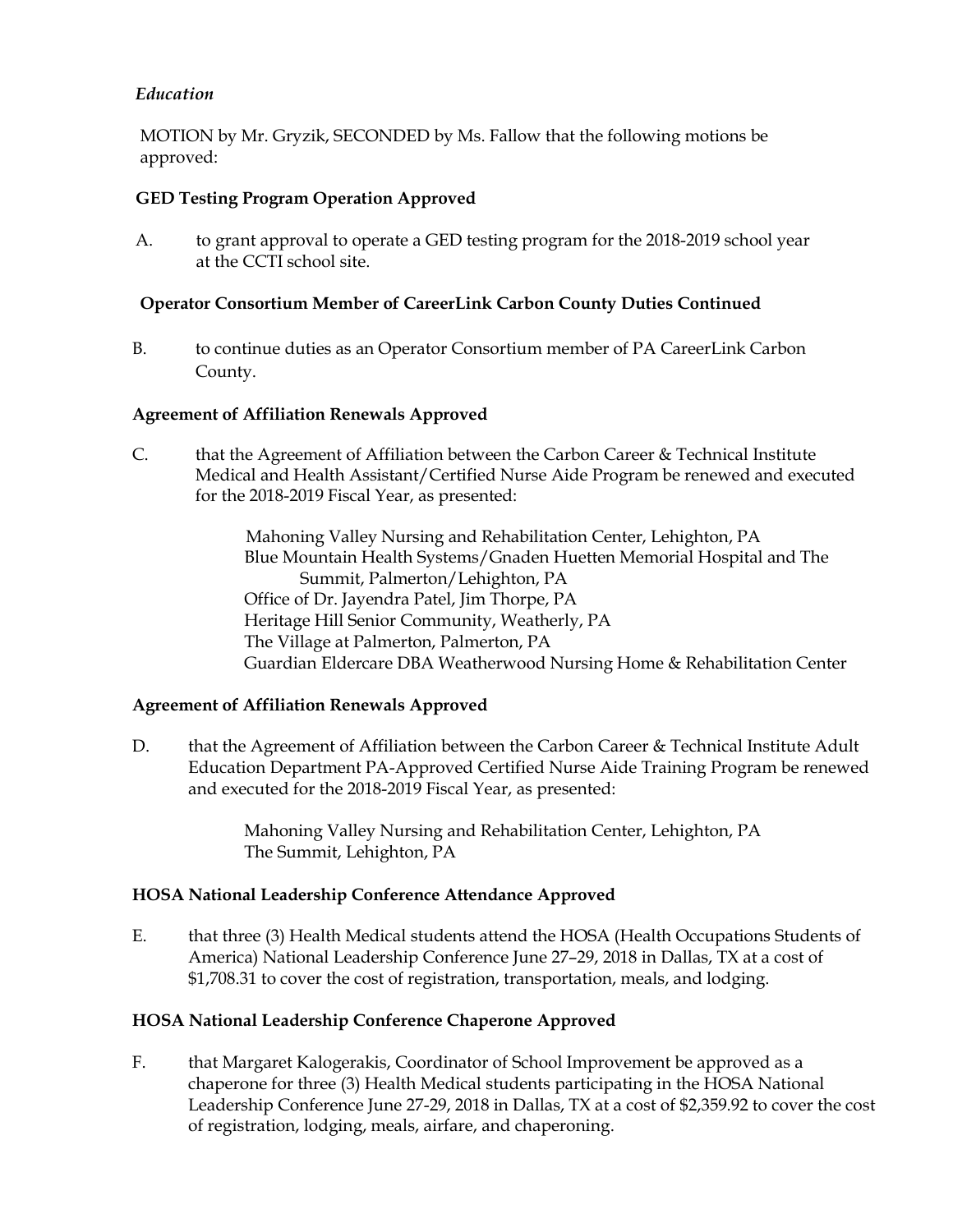*Education*

MOTION by Mr. Gryzik, SECONDED by Ms. Fallow that the following motions be approved:

**GED Testing Program Operation Approved**

A. to grant approval to operate a GED testing program for the 2018-2019 school year at the CCTI school site.

**Operator Consortium Member of CareerLink Carbon County Duties Continued**

B. to continue duties as an Operator Consortium member of PA CareerLink Carbon County.

**Agreement of Affiliation Renewals Approved**

C. that the Agreement of Affiliation between the Carbon Career & Technical Institute Medical and Health Assistant/Certified Nurse Aide Program be renewed and executed for the 2018-2019 Fiscal Year, as presented:

Mahoning Valley Nursing and Rehabilitation Center, Lehighton, PA
Blue Mountain Health Systems/Gnaden Huetten Memorial Hospital and The Summit, Palmerton/Lehighton, PA
Office of Dr. Jayendra Patel, Jim Thorpe, PA
Heritage Hill Senior Community, Weatherly, PA
The Village at Palmerton, Palmerton, PA
Guardian Eldercare DBA Weatherwood Nursing Home & Rehabilitation Center

**Agreement of Affiliation Renewals Approved**

D. that the Agreement of Affiliation between the Carbon Career & Technical Institute Adult Education Department PA-Approved Certified Nurse Aide Training Program be renewed and executed for the 2018-2019 Fiscal Year, as presented:

Mahoning Valley Nursing and Rehabilitation Center, Lehighton, PA
The Summit, Lehighton, PA

**HOSA National Leadership Conference Attendance Approved**

E. that three (3) Health Medical students attend the HOSA (Health Occupations Students of America) National Leadership Conference June 27–29, 2018 in Dallas, TX at a cost of $1,708.31 to cover the cost of registration, transportation, meals, and lodging.

**HOSA National Leadership Conference Chaperone Approved**

F. that Margaret Kalogerakis, Coordinator of School Improvement be approved as a chaperone for three (3) Health Medical students participating in the HOSA National Leadership Conference June 27-29, 2018 in Dallas, TX at a cost of $2,359.92 to cover the cost of registration, lodging, meals, airfare, and chaperoning.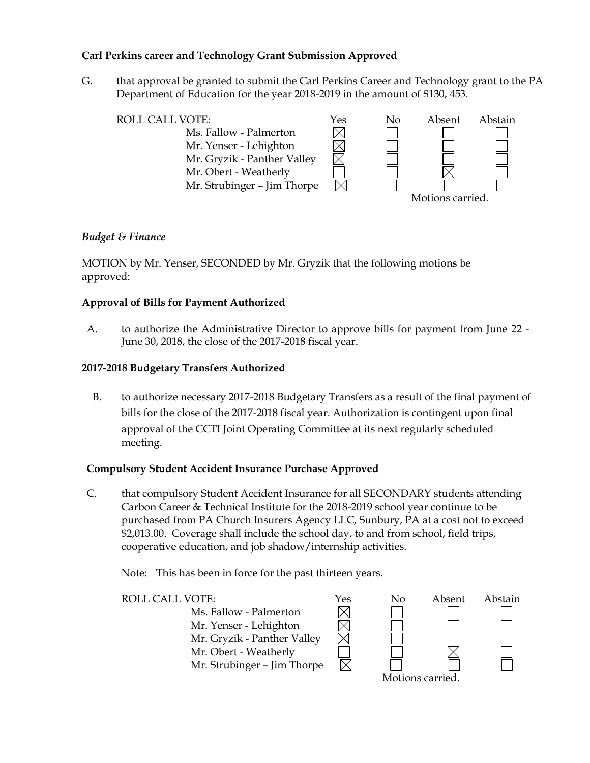**Carl Perkins career and Technology Grant Submission Approved**

G. that approval be granted to submit the Carl Perkins Career and Technology grant to the PA Department of Education for the year 2018-2019 in the amount of $130, 453.

| ROLL CALL VOTE: | Yes | No | Absent | Abstain |
|---|---|---|---|---|
| Ms. Fallow - Palmerton | ☒ | ☐ | ☐ | ☐ |
| Mr. Yenser - Lehighton | ☒ | ☐ | ☐ | ☐ |
| Mr. Gryzik - Panther Valley | ☒ | ☐ | ☐ | ☐ |
| Mr. Obert - Weatherly | ☐ | ☐ | ☒ | ☐ |
| Mr. Strubinger – Jim Thorpe | ☒ | ☐ | ☐ | ☐ |

Motions carried.

*Budget & Finance*

MOTION by Mr. Yenser, SECONDED by Mr. Gryzik that the following motions be approved:

**Approval of Bills for Payment Authorized**

A. to authorize the Administrative Director to approve bills for payment from June 22 - June 30, 2018, the close of the 2017-2018 fiscal year.

**2017-2018 Budgetary Transfers Authorized**

B. to authorize necessary 2017-2018 Budgetary Transfers as a result of the final payment of bills for the close of the 2017-2018 fiscal year. Authorization is contingent upon final approval of the CCTI Joint Operating Committee at its next regularly scheduled meeting.

**Compulsory Student Accident Insurance Purchase Approved**

C. that compulsory Student Accident Insurance for all SECONDARY students attending Carbon Career & Technical Institute for the 2018-2019 school year continue to be purchased from PA Church Insurers Agency LLC, Sunbury, PA at a cost not to exceed $2,013.00. Coverage shall include the school day, to and from school, field trips, cooperative education, and job shadow/internship activities.

Note: This has been in force for the past thirteen years.

| ROLL CALL VOTE: | Yes | No | Absent | Abstain |
|---|---|---|---|---|
| Ms. Fallow - Palmerton | ☒ | ☐ | ☐ | ☐ |
| Mr. Yenser - Lehighton | ☒ | ☐ | ☐ | ☐ |
| Mr. Gryzik - Panther Valley | ☒ | ☐ | ☐ | ☐ |
| Mr. Obert - Weatherly | ☐ | ☐ | ☒ | ☐ |
| Mr. Strubinger – Jim Thorpe | ☒ | ☐ | ☐ | ☐ |

Motions carried.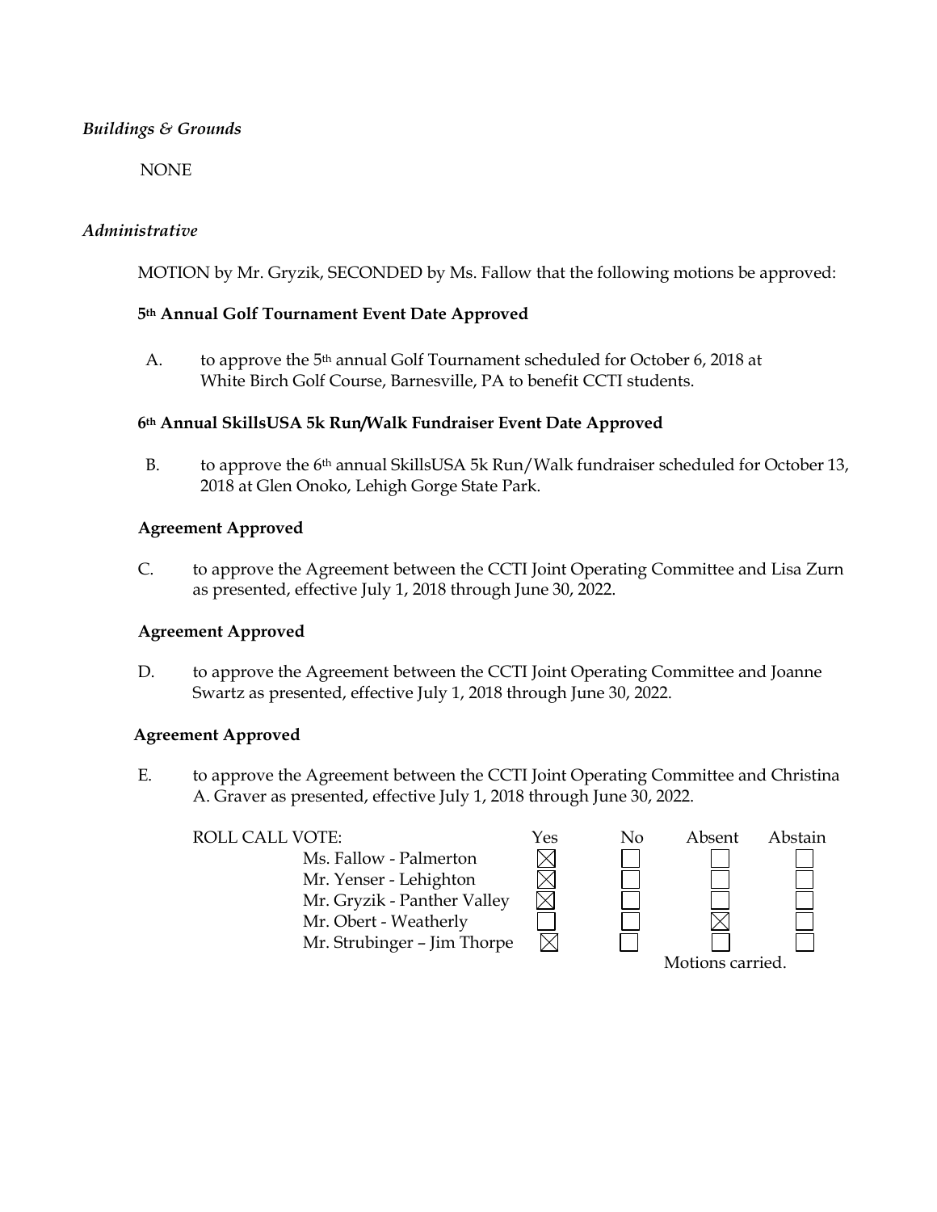*Buildings & Grounds*

NONE

*Administrative*

MOTION by Mr. Gryzik, SECONDED by Ms. Fallow that the following motions be approved:

**5th Annual Golf Tournament Event Date Approved**

A. to approve the 5th annual Golf Tournament scheduled for October 6, 2018 at White Birch Golf Course, Barnesville, PA to benefit CCTI students.

**6th Annual SkillsUSA 5k Run/Walk Fundraiser Event Date Approved**

B. to approve the 6th annual SkillsUSA 5k Run/Walk fundraiser scheduled for October 13, 2018 at Glen Onoko, Lehigh Gorge State Park.

**Agreement Approved**

C. to approve the Agreement between the CCTI Joint Operating Committee and Lisa Zurn as presented, effective July 1, 2018 through June 30, 2022.

**Agreement Approved**

D. to approve the Agreement between the CCTI Joint Operating Committee and Joanne Swartz as presented, effective July 1, 2018 through June 30, 2022.

**Agreement Approved**

E. to approve the Agreement between the CCTI Joint Operating Committee and Christina A. Graver as presented, effective July 1, 2018 through June 30, 2022.

| ROLL CALL VOTE: | Yes | No | Absent | Abstain |
|---|---|---|---|---|
| Ms. Fallow - Palmerton | ☒ | ☐ | ☐ | ☐ |
| Mr. Yenser - Lehighton | ☒ | ☐ | ☐ | ☐ |
| Mr. Gryzik - Panther Valley | ☒ | ☐ | ☐ | ☐ |
| Mr. Obert - Weatherly | ☐ | ☐ | ☒ | ☐ |
| Mr. Strubinger – Jim Thorpe | ☒ | ☐ | ☐ | ☐ |

Motions carried.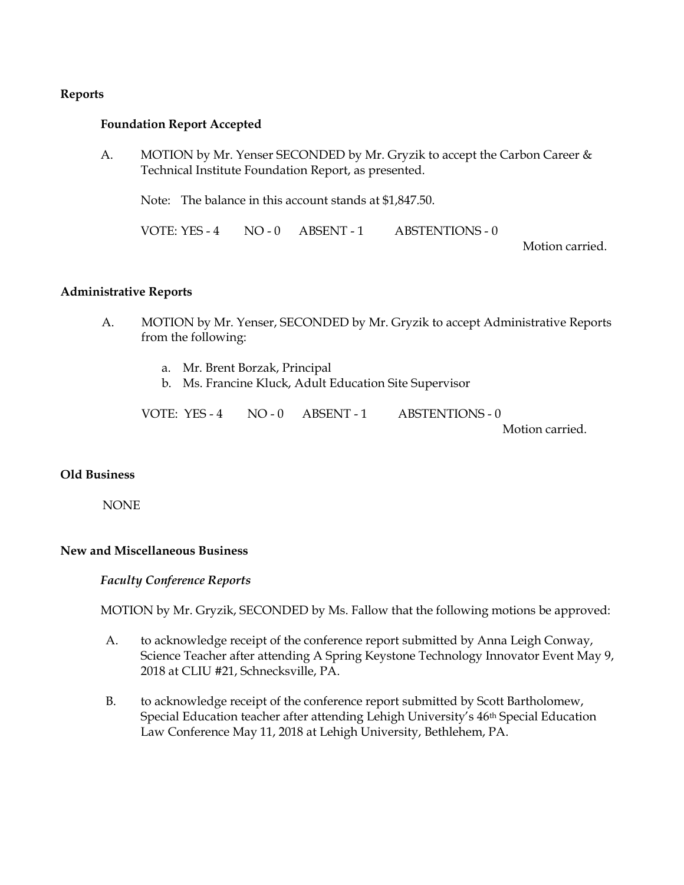**Reports**

**Foundation Report Accepted**

A. MOTION by Mr. Yenser SECONDED by Mr. Gryzik to accept the Carbon Career & Technical Institute Foundation Report, as presented.

Note: The balance in this account stands at $1,847.50.

VOTE: YES - 4 NO - 0 ABSENT - 1 ABSTENTIONS - 0

Motion carried.

**Administrative Reports**

A. MOTION by Mr. Yenser, SECONDED by Mr. Gryzik to accept Administrative Reports from the following:

a. Mr. Brent Borzak, Principal
b. Ms. Francine Kluck, Adult Education Site Supervisor

VOTE: YES - 4 NO - 0 ABSENT - 1 ABSTENTIONS - 0

Motion carried.

**Old Business**

NONE

**New and Miscellaneous Business**

***Faculty Conference Reports***

MOTION by Mr. Gryzik, SECONDED by Ms. Fallow that the following motions be approved:

A. to acknowledge receipt of the conference report submitted by Anna Leigh Conway, Science Teacher after attending A Spring Keystone Technology Innovator Event May 9, 2018 at CLIU #21, Schnecksville, PA.

B. to acknowledge receipt of the conference report submitted by Scott Bartholomew, Special Education teacher after attending Lehigh University's 46th Special Education Law Conference May 11, 2018 at Lehigh University, Bethlehem, PA.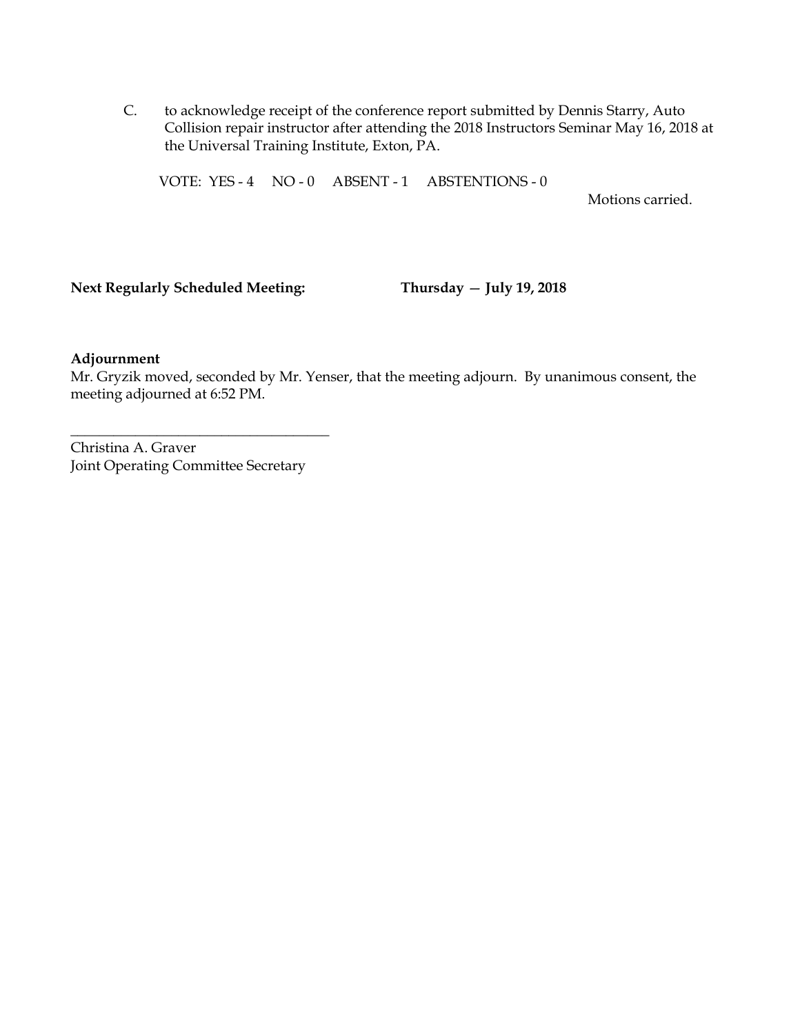C. to acknowledge receipt of the conference report submitted by Dennis Starry, Auto Collision repair instructor after attending the 2018 Instructors Seminar May 16, 2018 at the Universal Training Institute, Exton, PA.

VOTE: YES - 4 NO - 0 ABSENT - 1 ABSTENTIONS - 0

Motions carried.

**Next Regularly Scheduled Meeting:** **Thursday — July 19, 2018**

**Adjournment**

Mr. Gryzik moved, seconded by Mr. Yenser, that the meeting adjourn. By unanimous consent, the meeting adjourned at 6:52 PM.

\_\_\_\_\_\_\_\_\_\_\_\_\_\_\_\_\_\_\_\_\_\_\_\_\_\_\_\_\_\_\_\_\_\_\_\_

Christina A. Graver
Joint Operating Committee Secretary